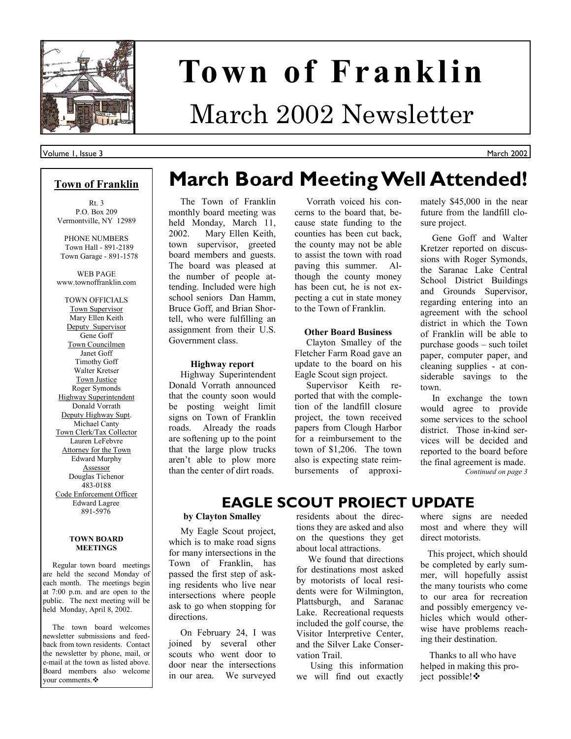# Town of Franklin

## March 2002 Newsletter

Volume 1, Issue 3 March 2002

**Town of Franklin**

Rt. 3
P.O. Box 209
Vermontville, NY 12989

PHONE NUMBERS
Town Hall - 891-2189
Town Garage - 891-1578

WEB PAGE
www.townoffranklin.com

TOWN OFFICIALS

Town Supervisor
Mary Ellen Keith

Deputy Supervisor
Gene Goff

Town Councilmen
Janet Goff
Timothy Goff
Walter Kretser

Town Justice
Roger Symonds

Highway Superintendent
Donald Vorrath

Deputy Highway Supt.
Michael Canty

Town Clerk/Tax Collector
Lauren LeFebvre

Attorney for the Town
Edward Murphy

Assessor
Douglas Tichenor
483-0188

Code Enforcement Officer
Edward Lagree
891-5976

**TOWN BOARD MEETINGS**

Regular town board meetings are held the second Monday of each month. The meetings begin at 7:00 p.m. and are open to the public. The next meeting will be held Monday, April 8, 2002.

The town board welcomes newsletter submissions and feedback from town residents. Contact the newsletter by phone, mail, or e-mail at the town as listed above. Board members also welcome your comments.❖

# March Board Meeting Well Attended!

The Town of Franklin monthly board meeting was held Monday, March 11, 2002. Mary Ellen Keith, town supervisor, greeted board members and guests. The board was pleased at the number of people attending. Included were high school seniors Dan Hamm, Bruce Goff, and Brian Shortell, who were fulfilling an assignment from their U.S. Government class.

### Highway report

Highway Superintendent Donald Vorrath announced that the county soon would be posting weight limit signs on Town of Franklin roads. Already the roads are softening up to the point that the large plow trucks aren't able to plow more than the center of dirt roads.

Vorrath voiced his concerns to the board that, because state funding to the counties has been cut back, the county may not be able to assist the town with road paving this summer. Although the county money has been cut, he is not expecting a cut in state money to the Town of Franklin.

### Other Board Business

Clayton Smalley of the Fletcher Farm Road gave an update to the board on his Eagle Scout sign project.

Supervisor Keith reported that with the completion of the landfill closure project, the town received papers from Clough Harbor for a reimbursement to the town of $1,206. The town also is expecting state reimbursements of approximately $45,000 in the near future from the landfill closure project.

Gene Goff and Walter Kretzer reported on discussions with Roger Symonds, the Saranac Lake Central School District Buildings and Grounds Supervisor, regarding entering into an agreement with the school district in which the Town of Franklin will be able to purchase goods – such toilet paper, computer paper, and cleaning supplies - at considerable savings to the town.

In exchange the town would agree to provide some services to the school district. Those in-kind services will be decided and reported to the board before the final agreement is made.

*Continued on page 3*

# EAGLE SCOUT PROJECT UPDATE

**by Clayton Smalley**

My Eagle Scout project, which is to make road signs for many intersections in the Town of Franklin, has passed the first step of asking residents who live near intersections where people ask to go when stopping for directions.

On February 24, I was joined by several other scouts who went door to door near the intersections in our area. We surveyed residents about the directions they are asked and also on the questions they get about local attractions.

We found that directions for destinations most asked by motorists of local residents were for Wilmington, Plattsburgh, and Saranac Lake. Recreational requests included the golf course, the Visitor Interpretive Center, and the Silver Lake Conservation Trail.

Using this information we will find out exactly where signs are needed most and where they will direct motorists.

This project, which should be completed by early summer, will hopefully assist the many tourists who come to our area for recreation and possibly emergency vehicles which would otherwise have problems reaching their destination.

Thanks to all who have helped in making this project possible!❖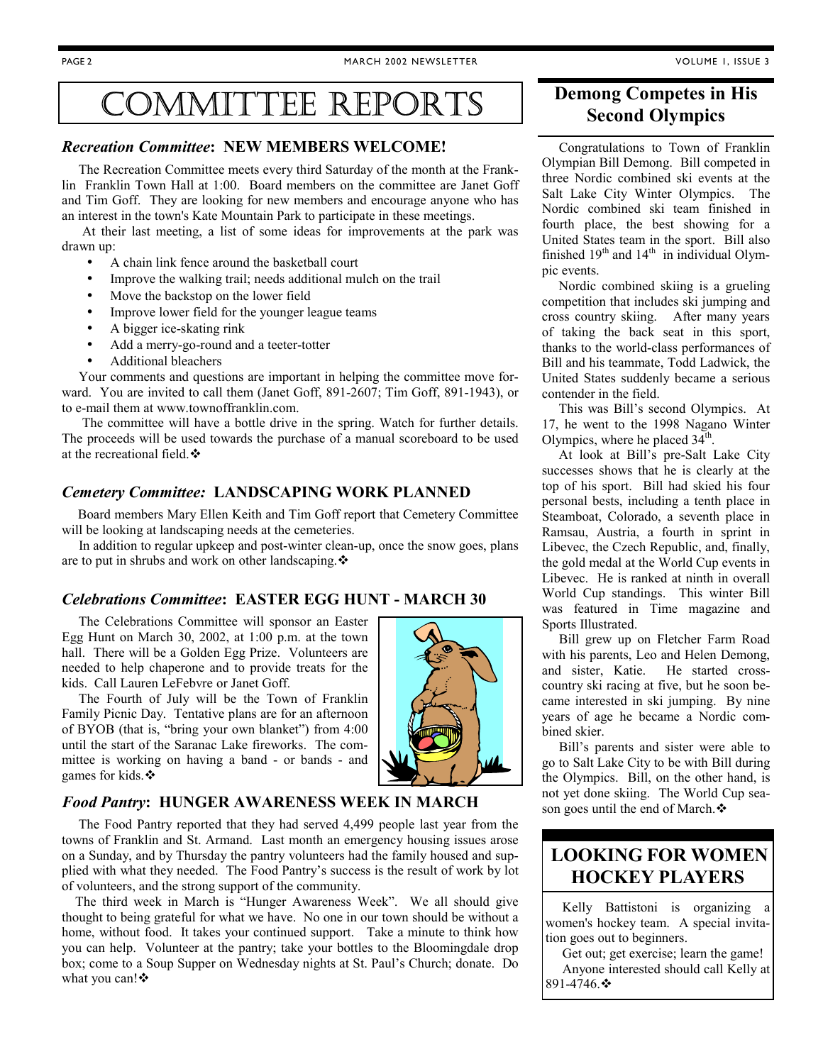# Committee Reports

## *Recreation Committee*: NEW MEMBERS WELCOME!

The Recreation Committee meets every third Saturday of the month at the Franklin Franklin Town Hall at 1:00. Board members on the committee are Janet Goff and Tim Goff. They are looking for new members and encourage anyone who has an interest in the town's Kate Mountain Park to participate in these meetings.

At their last meeting, a list of some ideas for improvements at the park was drawn up:

- A chain link fence around the basketball court
- Improve the walking trail; needs additional mulch on the trail
- Move the backstop on the lower field
- Improve lower field for the younger league teams
- A bigger ice-skating rink
- Add a merry-go-round and a teeter-totter
- Additional bleachers

Your comments and questions are important in helping the committee move forward. You are invited to call them (Janet Goff, 891-2607; Tim Goff, 891-1943), or to e-mail them at www.townoffranklin.com.

The committee will have a bottle drive in the spring. Watch for further details. The proceeds will be used towards the purchase of a manual scoreboard to be used at the recreational field.❖

## *Cemetery Committee:* LANDSCAPING WORK PLANNED

Board members Mary Ellen Keith and Tim Goff report that Cemetery Committee will be looking at landscaping needs at the cemeteries.

In addition to regular upkeep and post-winter clean-up, once the snow goes, plans are to put in shrubs and work on other landscaping.❖

## *Celebrations Committee*: EASTER EGG HUNT - MARCH 30

The Celebrations Committee will sponsor an Easter Egg Hunt on March 30, 2002, at 1:00 p.m. at the town hall. There will be a Golden Egg Prize. Volunteers are needed to help chaperone and to provide treats for the kids. Call Lauren LeFebvre or Janet Goff.

The Fourth of July will be the Town of Franklin Family Picnic Day. Tentative plans are for an afternoon of BYOB (that is, "bring your own blanket") from 4:00 until the start of the Saranac Lake fireworks. The committee is working on having a band - or bands - and games for kids.❖

## *Food Pantry*: HUNGER AWARENESS WEEK IN MARCH

The Food Pantry reported that they had served 4,499 people last year from the towns of Franklin and St. Armand. Last month an emergency housing issues arose on a Sunday, and by Thursday the pantry volunteers had the family housed and supplied with what they needed. The Food Pantry's success is the result of work by lot of volunteers, and the strong support of the community.

The third week in March is "Hunger Awareness Week". We all should give thought to being grateful for what we have. No one in our town should be without a home, without food. It takes your continued support. Take a minute to think how you can help. Volunteer at the pantry; take your bottles to the Bloomingdale drop box; come to a Soup Supper on Wednesday nights at St. Paul's Church; donate. Do what you can!❖

## Demong Competes in His Second Olympics

Congratulations to Town of Franklin Olympian Bill Demong. Bill competed in three Nordic combined ski events at the Salt Lake City Winter Olympics. The Nordic combined ski team finished in fourth place, the best showing for a United States team in the sport. Bill also finished 19th and 14th in individual Olympic events.

Nordic combined skiing is a grueling competition that includes ski jumping and cross country skiing. After many years of taking the back seat in this sport, thanks to the world-class performances of Bill and his teammate, Todd Ladwick, the United States suddenly became a serious contender in the field.

This was Bill's second Olympics. At 17, he went to the 1998 Nagano Winter Olympics, where he placed 34th.

At look at Bill's pre-Salt Lake City successes shows that he is clearly at the top of his sport. Bill had skied his four personal bests, including a tenth place in Steamboat, Colorado, a seventh place in Ramsau, Austria, a fourth in sprint in Libevec, the Czech Republic, and, finally, the gold medal at the World Cup events in Libevec. He is ranked at ninth in overall World Cup standings. This winter Bill was featured in Time magazine and Sports Illustrated.

Bill grew up on Fletcher Farm Road with his parents, Leo and Helen Demong, and sister, Katie. He started cross-country ski racing at five, but he soon became interested in ski jumping. By nine years of age he became a Nordic combined skier.

Bill's parents and sister were able to go to Salt Lake City to be with Bill during the Olympics. Bill, on the other hand, is not yet done skiing. The World Cup season goes until the end of March.❖

## LOOKING FOR WOMEN HOCKEY PLAYERS

Kelly Battistoni is organizing a women's hockey team. A special invitation goes out to beginners.

Get out; get exercise; learn the game!

Anyone interested should call Kelly at 891-4746.❖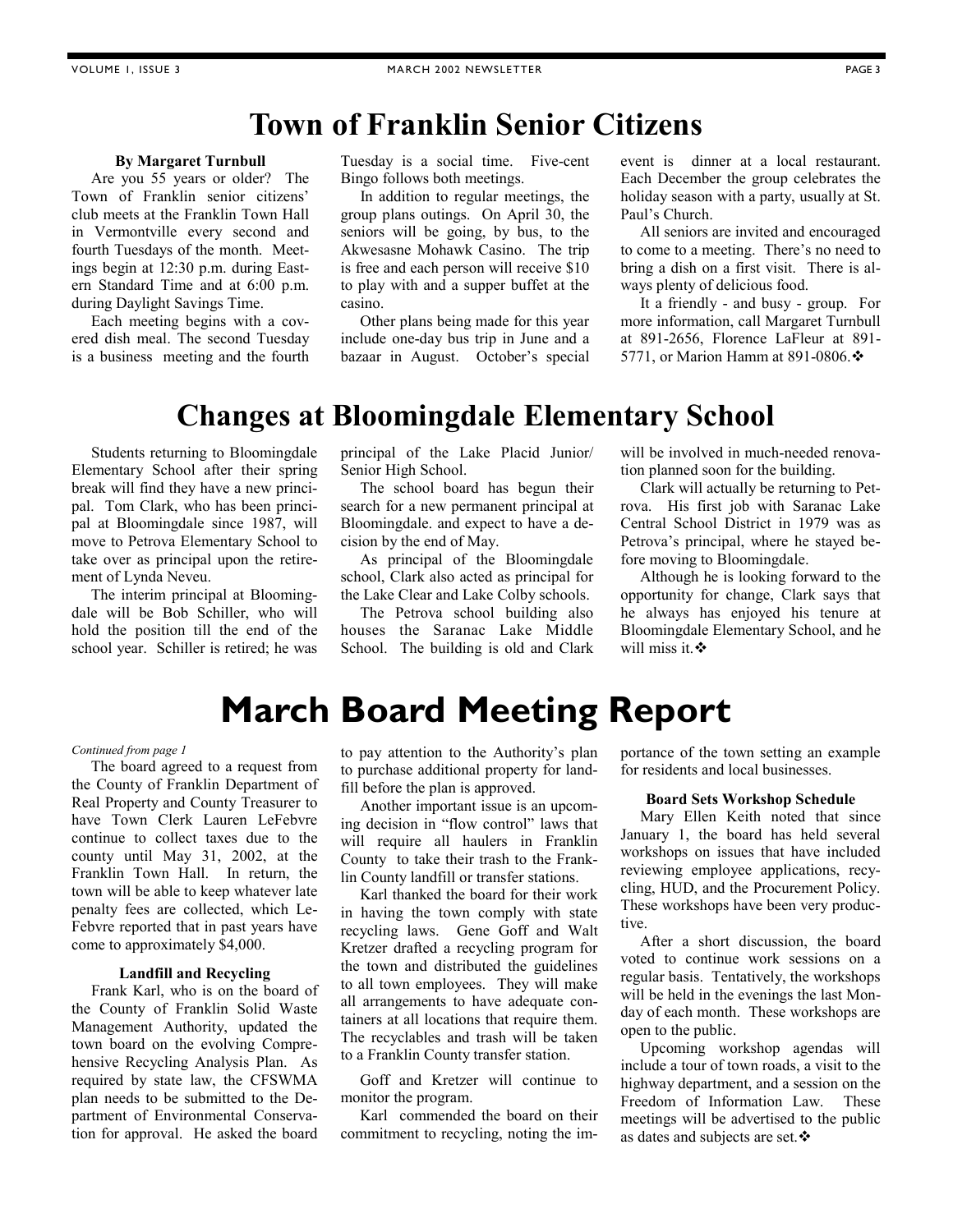# Town of Franklin Senior Citizens

**By Margaret Turnbull**

Are you 55 years or older? The Town of Franklin senior citizens' club meets at the Franklin Town Hall in Vermontville every second and fourth Tuesdays of the month. Meetings begin at 12:30 p.m. during Eastern Standard Time and at 6:00 p.m. during Daylight Savings Time.

Each meeting begins with a covered dish meal. The second Tuesday is a business meeting and the fourth Tuesday is a social time. Five-cent Bingo follows both meetings.

In addition to regular meetings, the group plans outings. On April 30, the seniors will be going, by bus, to the Akwesasne Mohawk Casino. The trip is free and each person will receive $10 to play with and a supper buffet at the casino.

Other plans being made for this year include one-day bus trip in June and a bazaar in August. October's special event is dinner at a local restaurant. Each December the group celebrates the holiday season with a party, usually at St. Paul's Church.

All seniors are invited and encouraged to come to a meeting. There's no need to bring a dish on a first visit. There is always plenty of delicious food.

It a friendly - and busy - group. For more information, call Margaret Turnbull at 891-2656, Florence LaFleur at 891-5771, or Marion Hamm at 891-0806.❖

# Changes at Bloomingdale Elementary School

Students returning to Bloomingdale Elementary School after their spring break will find they have a new principal. Tom Clark, who has been principal at Bloomingdale since 1987, will move to Petrova Elementary School to take over as principal upon the retirement of Lynda Neveu.

The interim principal at Bloomingdale will be Bob Schiller, who will hold the position till the end of the school year. Schiller is retired; he was principal of the Lake Placid Junior/Senior High School.

The school board has begun their search for a new permanent principal at Bloomingdale. and expect to have a decision by the end of May.

As principal of the Bloomingdale school, Clark also acted as principal for the Lake Clear and Lake Colby schools.

The Petrova school building also houses the Saranac Lake Middle School. The building is old and Clark will be involved in much-needed renovation planned soon for the building.

Clark will actually be returning to Petrova. His first job with Saranac Lake Central School District in 1979 was as Petrova's principal, where he stayed before moving to Bloomingdale.

Although he is looking forward to the opportunity for change, Clark says that he always has enjoyed his tenure at Bloomingdale Elementary School, and he will miss it.❖

# March Board Meeting Report

*Continued from page 1*

The board agreed to a request from the County of Franklin Department of Real Property and County Treasurer to have Town Clerk Lauren LeFebvre continue to collect taxes due to the county until May 31, 2002, at the Franklin Town Hall. In return, the town will be able to keep whatever late penalty fees are collected, which LeFebvre reported that in past years have come to approximately $4,000.

### Landfill and Recycling

Frank Karl, who is on the board of the County of Franklin Solid Waste Management Authority, updated the town board on the evolving Comprehensive Recycling Analysis Plan. As required by state law, the CFSWMA plan needs to be submitted to the Department of Environmental Conservation for approval. He asked the board to pay attention to the Authority's plan to purchase additional property for landfill before the plan is approved.

Another important issue is an upcoming decision in "flow control" laws that will require all haulers in Franklin County to take their trash to the Franklin County landfill or transfer stations.

Karl thanked the board for their work in having the town comply with state recycling laws. Gene Goff and Walt Kretzer drafted a recycling program for the town and distributed the guidelines to all town employees. They will make all arrangements to have adequate containers at all locations that require them. The recyclables and trash will be taken to a Franklin County transfer station.

Goff and Kretzer will continue to monitor the program.

Karl commended the board on their commitment to recycling, noting the importance of the town setting an example for residents and local businesses.

### Board Sets Workshop Schedule

Mary Ellen Keith noted that since January 1, the board has held several workshops on issues that have included reviewing employee applications, recycling, HUD, and the Procurement Policy. These workshops have been very productive.

After a short discussion, the board voted to continue work sessions on a regular basis. Tentatively, the workshops will be held in the evenings the last Monday of each month. These workshops are open to the public.

Upcoming workshop agendas will include a tour of town roads, a visit to the highway department, and a session on the Freedom of Information Law. These meetings will be advertised to the public as dates and subjects are set.❖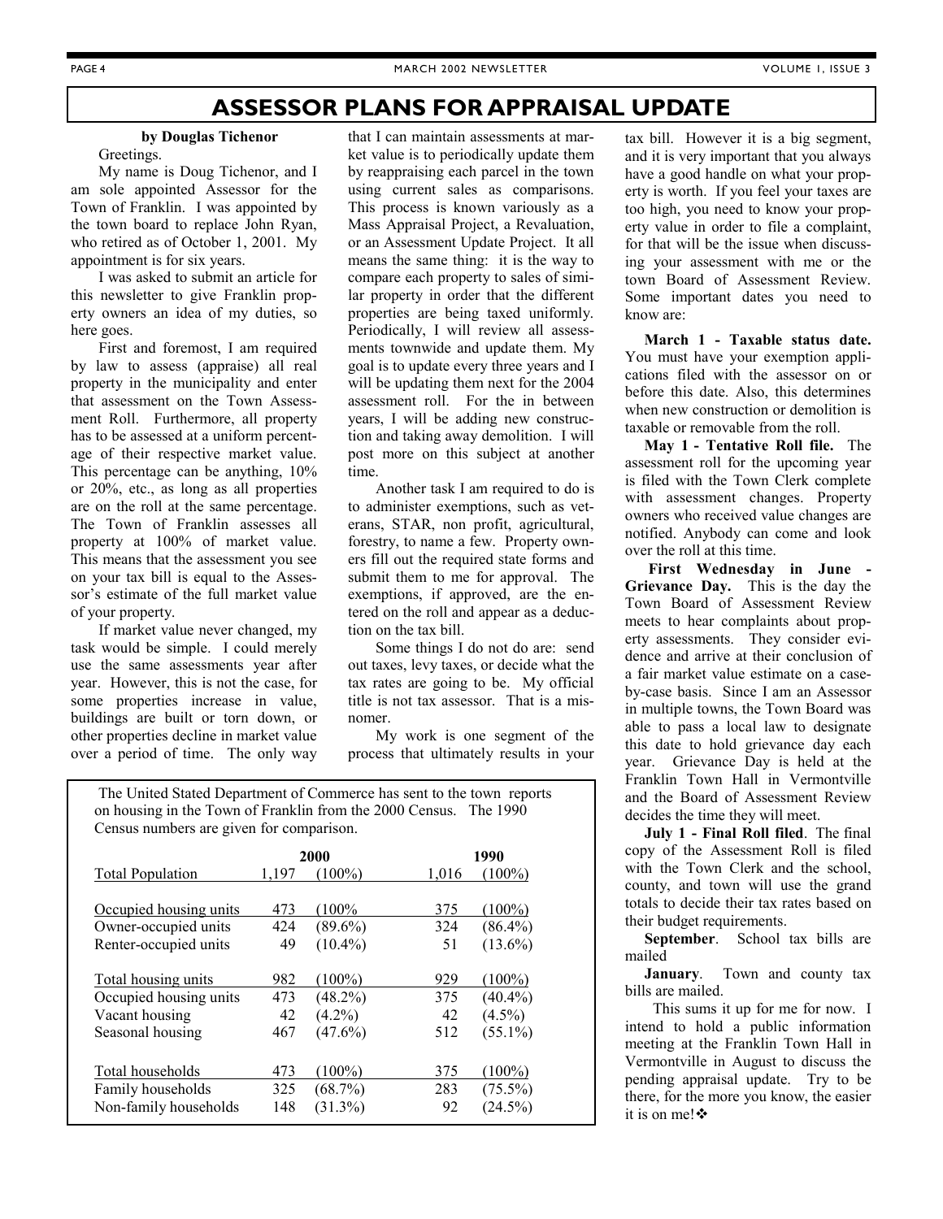# ASSESSOR PLANS FOR APPRAISAL UPDATE

**by Douglas Tichenor**

Greetings.

My name is Doug Tichenor, and I am sole appointed Assessor for the Town of Franklin. I was appointed by the town board to replace John Ryan, who retired as of October 1, 2001. My appointment is for six years.

I was asked to submit an article for this newsletter to give Franklin property owners an idea of my duties, so here goes.

First and foremost, I am required by law to assess (appraise) all real property in the municipality and enter that assessment on the Town Assessment Roll. Furthermore, all property has to be assessed at a uniform percentage of their respective market value. This percentage can be anything, 10% or 20%, etc., as long as all properties are on the roll at the same percentage. The Town of Franklin assesses all property at 100% of market value. This means that the assessment you see on your tax bill is equal to the Assessor's estimate of the full market value of your property.

If market value never changed, my task would be simple. I could merely use the same assessments year after year. However, this is not the case, for some properties increase in value, buildings are built or torn down, or other properties decline in market value over a period of time. The only way that I can maintain assessments at market value is to periodically update them by reappraising each parcel in the town using current sales as comparisons. This process is known variously as a Mass Appraisal Project, a Revaluation, or an Assessment Update Project. It all means the same thing: it is the way to compare each property to sales of similar property in order that the different properties are being taxed uniformly. Periodically, I will review all assessments townwide and update them. My goal is to update every three years and I will be updating them next for the 2004 assessment roll. For the in between years, I will be adding new construction and taking away demolition. I will post more on this subject at another time.

Another task I am required to do is to administer exemptions, such as veterans, STAR, non profit, agricultural, forestry, to name a few. Property owners fill out the required state forms and submit them to me for approval. The exemptions, if approved, are the entered on the roll and appear as a deduction on the tax bill.

Some things I do not do are: send out taxes, levy taxes, or decide what the tax rates are going to be. My official title is not tax assessor. That is a misnomer.

My work is one segment of the process that ultimately results in your tax bill. However it is a big segment, and it is very important that you always have a good handle on what your property is worth. If you feel your taxes are too high, you need to know your property value in order to file a complaint, for that will be the issue when discussing your assessment with me or the town Board of Assessment Review. Some important dates you need to know are:

**March 1 - Taxable status date.** You must have your exemption applications filed with the assessor on or before this date. Also, this determines when new construction or demolition is taxable or removable from the roll.

**May 1 - Tentative Roll file.** The assessment roll for the upcoming year is filed with the Town Clerk complete with assessment changes. Property owners who received value changes are notified. Anybody can come and look over the roll at this time.

**First Wednesday in June - Grievance Day.** This is the day the Town Board of Assessment Review meets to hear complaints about property assessments. They consider evidence and arrive at their conclusion of a fair market value estimate on a case-by-case basis. Since I am an Assessor in multiple towns, the Town Board was able to pass a local law to designate this date to hold grievance day each year. Grievance Day is held at the Franklin Town Hall in Vermontville and the Board of Assessment Review decides the time they will meet.

**July 1 - Final Roll filed**. The final copy of the Assessment Roll is filed with the Town Clerk and the school, county, and town will use the grand totals to decide their tax rates based on their budget requirements.

**September**. School tax bills are mailed

**January**. Town and county tax bills are mailed.

This sums it up for me for now. I intend to hold a public information meeting at the Franklin Town Hall in Vermontville in August to discuss the pending appraisal update. Try to be there, for the more you know, the easier it is on me!❖

The United Stated Department of Commerce has sent to the town reports on housing in the Town of Franklin from the 2000 Census. The 1990 Census numbers are given for comparison.

| | 2000 | | 1990 | |
|---|---|---|---|---|
| Total Population | 1,197 | (100%) | 1,016 | (100%) |
| Occupied housing units | 473 | (100% | 375 | (100%) |
| Owner-occupied units | 424 | (89.6%) | 324 | (86.4%) |
| Renter-occupied units | 49 | (10.4%) | 51 | (13.6%) |
| Total housing units | 982 | (100%) | 929 | (100%) |
| Occupied housing units | 473 | (48.2%) | 375 | (40.4%) |
| Vacant housing | 42 | (4.2%) | 42 | (4.5%) |
| Seasonal housing | 467 | (47.6%) | 512 | (55.1%) |
| Total households | 473 | (100%) | 375 | (100%) |
| Family households | 325 | (68.7%) | 283 | (75.5%) |
| Non-family households | 148 | (31.3%) | 92 | (24.5%) |